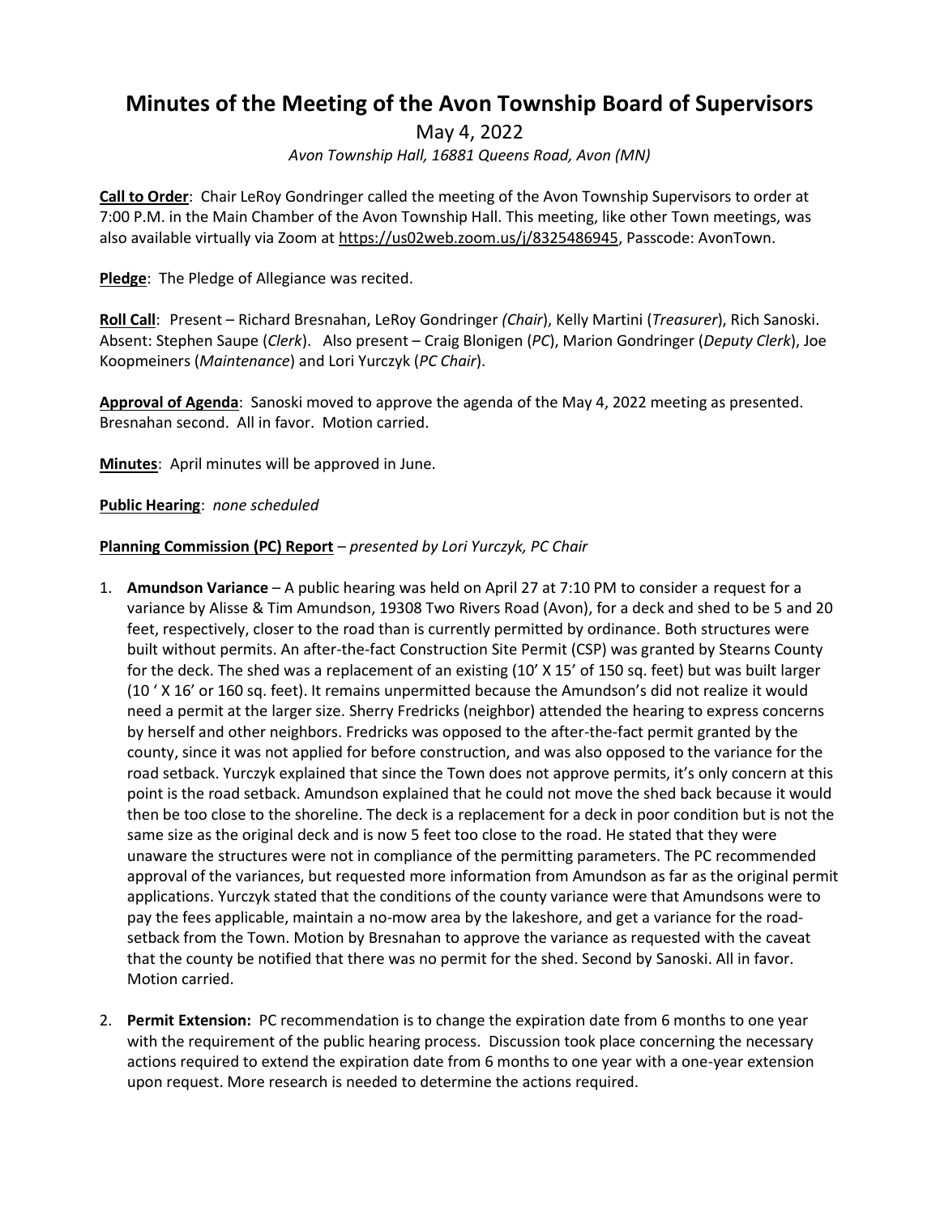# Minutes of the Meeting of the Avon Township Board of Supervisors

May 4, 2022

*Avon Township Hall, 16881 Queens Road, Avon (MN)*

**Call to Order**: Chair LeRoy Gondringer called the meeting of the Avon Township Supervisors to order at 7:00 P.M. in the Main Chamber of the Avon Township Hall. This meeting, like other Town meetings, was also available virtually via Zoom at https://us02web.zoom.us/j/8325486945, Passcode: AvonTown.

**Pledge**: The Pledge of Allegiance was recited.

**Roll Call**: Present – Richard Bresnahan, LeRoy Gondringer *(Chair)*, Kelly Martini (*Treasurer*), Rich Sanoski. Absent: Stephen Saupe (*Clerk*). Also present – Craig Blonigen (*PC*), Marion Gondringer (*Deputy Clerk*), Joe Koopmeiners (*Maintenance*) and Lori Yurczyk (*PC Chair*).

**Approval of Agenda**: Sanoski moved to approve the agenda of the May 4, 2022 meeting as presented. Bresnahan second. All in favor. Motion carried.

**Minutes**: April minutes will be approved in June.

**Public Hearing**: *none scheduled*

**Planning Commission (PC) Report** – *presented by Lori Yurczyk, PC Chair*

1. **Amundson Variance** – A public hearing was held on April 27 at 7:10 PM to consider a request for a variance by Alisse & Tim Amundson, 19308 Two Rivers Road (Avon), for a deck and shed to be 5 and 20 feet, respectively, closer to the road than is currently permitted by ordinance. Both structures were built without permits. An after-the-fact Construction Site Permit (CSP) was granted by Stearns County for the deck. The shed was a replacement of an existing (10' X 15' of 150 sq. feet) but was built larger (10 ' X 16' or 160 sq. feet). It remains unpermitted because the Amundson's did not realize it would need a permit at the larger size. Sherry Fredricks (neighbor) attended the hearing to express concerns by herself and other neighbors. Fredricks was opposed to the after-the-fact permit granted by the county, since it was not applied for before construction, and was also opposed to the variance for the road setback. Yurczyk explained that since the Town does not approve permits, it's only concern at this point is the road setback. Amundson explained that he could not move the shed back because it would then be too close to the shoreline. The deck is a replacement for a deck in poor condition but is not the same size as the original deck and is now 5 feet too close to the road. He stated that they were unaware the structures were not in compliance of the permitting parameters. The PC recommended approval of the variances, but requested more information from Amundson as far as the original permit applications. Yurczyk stated that the conditions of the county variance were that Amundsons were to pay the fees applicable, maintain a no-mow area by the lakeshore, and get a variance for the road-setback from the Town. Motion by Bresnahan to approve the variance as requested with the caveat that the county be notified that there was no permit for the shed. Second by Sanoski. All in favor. Motion carried.

2. **Permit Extension:** PC recommendation is to change the expiration date from 6 months to one year with the requirement of the public hearing process. Discussion took place concerning the necessary actions required to extend the expiration date from 6 months to one year with a one-year extension upon request. More research is needed to determine the actions required.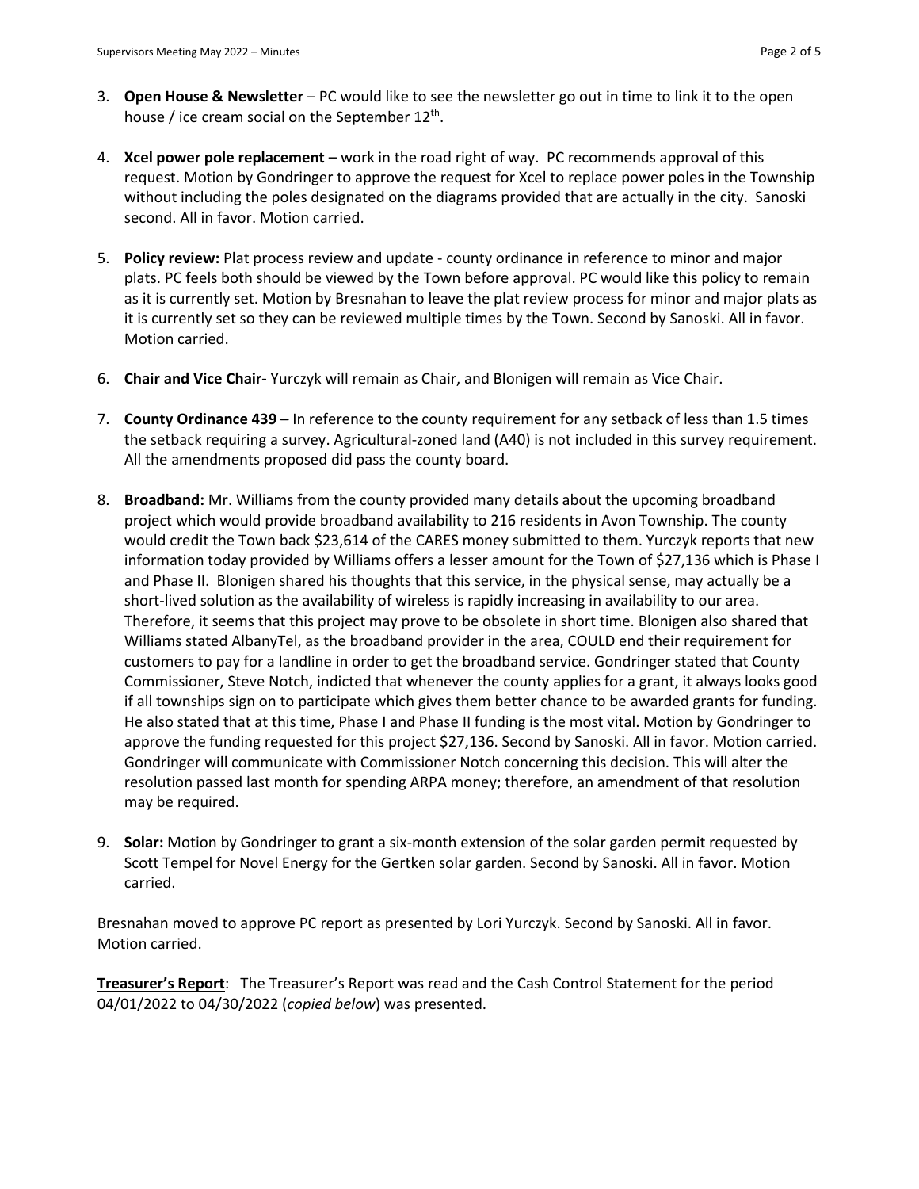3. **Open House & Newsletter** – PC would like to see the newsletter go out in time to link it to the open house / ice cream social on the September 12th.

4. **Xcel power pole replacement** – work in the road right of way. PC recommends approval of this request. Motion by Gondringer to approve the request for Xcel to replace power poles in the Township without including the poles designated on the diagrams provided that are actually in the city. Sanoski second. All in favor. Motion carried.

5. **Policy review:** Plat process review and update - county ordinance in reference to minor and major plats. PC feels both should be viewed by the Town before approval. PC would like this policy to remain as it is currently set. Motion by Bresnahan to leave the plat review process for minor and major plats as it is currently set so they can be reviewed multiple times by the Town. Second by Sanoski. All in favor. Motion carried.

6. **Chair and Vice Chair-** Yurczyk will remain as Chair, and Blonigen will remain as Vice Chair.

7. **County Ordinance 439 –** In reference to the county requirement for any setback of less than 1.5 times the setback requiring a survey. Agricultural-zoned land (A40) is not included in this survey requirement. All the amendments proposed did pass the county board.

8. **Broadband:** Mr. Williams from the county provided many details about the upcoming broadband project which would provide broadband availability to 216 residents in Avon Township. The county would credit the Town back $23,614 of the CARES money submitted to them. Yurczyk reports that new information today provided by Williams offers a lesser amount for the Town of $27,136 which is Phase I and Phase II. Blonigen shared his thoughts that this service, in the physical sense, may actually be a short-lived solution as the availability of wireless is rapidly increasing in availability to our area. Therefore, it seems that this project may prove to be obsolete in short time. Blonigen also shared that Williams stated AlbanyTel, as the broadband provider in the area, COULD end their requirement for customers to pay for a landline in order to get the broadband service. Gondringer stated that County Commissioner, Steve Notch, indicted that whenever the county applies for a grant, it always looks good if all townships sign on to participate which gives them better chance to be awarded grants for funding. He also stated that at this time, Phase I and Phase II funding is the most vital. Motion by Gondringer to approve the funding requested for this project $27,136. Second by Sanoski. All in favor. Motion carried. Gondringer will communicate with Commissioner Notch concerning this decision. This will alter the resolution passed last month for spending ARPA money; therefore, an amendment of that resolution may be required.

9. **Solar:** Motion by Gondringer to grant a six-month extension of the solar garden permit requested by Scott Tempel for Novel Energy for the Gertken solar garden. Second by Sanoski. All in favor. Motion carried.

Bresnahan moved to approve PC report as presented by Lori Yurczyk. Second by Sanoski. All in favor. Motion carried.

**Treasurer's Report**: The Treasurer's Report was read and the Cash Control Statement for the period 04/01/2022 to 04/30/2022 (*copied below*) was presented.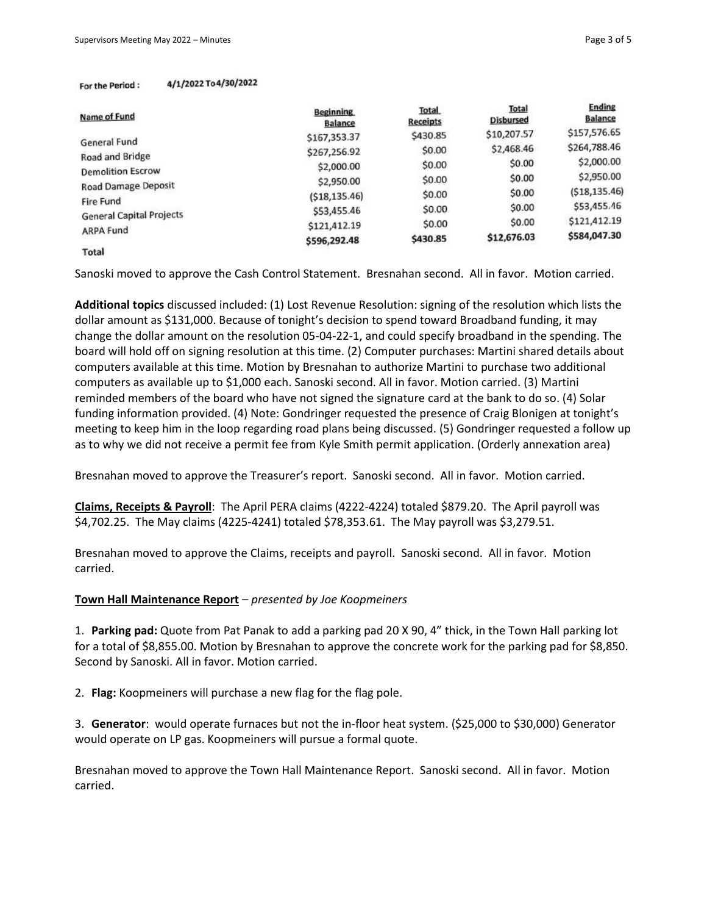For the Period : 4/1/2022 To 4/30/2022

| Name of Fund | Beginning Balance | Total Receipts | Total Disbursed | Ending Balance |
|---|---|---|---|---|
| General Fund | $167,353.37 | $430.85 | $10,207.57 | $157,576.65 |
| Road and Bridge | $267,256.92 | $0.00 | $2,468.46 | $264,788.46 |
| Demolition Escrow | $2,000.00 | $0.00 | $0.00 | $2,000.00 |
| Road Damage Deposit | $2,950.00 | $0.00 | $0.00 | $2,950.00 |
| Fire Fund | ($18,135.46) | $0.00 | $0.00 | ($18,135.46) |
| General Capital Projects | $53,455.46 | $0.00 | $0.00 | $53,455.46 |
| ARPA Fund | $121,412.19 | $0.00 | $0.00 | $121,412.19 |
| Total | $596,292.48 | $430.85 | $12,676.03 | $584,047.30 |

Sanoski moved to approve the Cash Control Statement. Bresnahan second. All in favor. Motion carried.

**Additional topics** discussed included: (1) Lost Revenue Resolution: signing of the resolution which lists the dollar amount as $131,000. Because of tonight's decision to spend toward Broadband funding, it may change the dollar amount on the resolution 05-04-22-1, and could specify broadband in the spending. The board will hold off on signing resolution at this time. (2) Computer purchases: Martini shared details about computers available at this time. Motion by Bresnahan to authorize Martini to purchase two additional computers as available up to $1,000 each. Sanoski second. All in favor. Motion carried. (3) Martini reminded members of the board who have not signed the signature card at the bank to do so. (4) Solar funding information provided. (4) Note: Gondringer requested the presence of Craig Blonigen at tonight's meeting to keep him in the loop regarding road plans being discussed. (5) Gondringer requested a follow up as to why we did not receive a permit fee from Kyle Smith permit application. (Orderly annexation area)

Bresnahan moved to approve the Treasurer's report. Sanoski second. All in favor. Motion carried.

**Claims, Receipts & Payroll**: The April PERA claims (4222-4224) totaled $879.20. The April payroll was $4,702.25. The May claims (4225-4241) totaled $78,353.61. The May payroll was $3,279.51.

Bresnahan moved to approve the Claims, receipts and payroll. Sanoski second. All in favor. Motion carried.

**Town Hall Maintenance Report** – *presented by Joe Koopmeiners*

1. **Parking pad:** Quote from Pat Panak to add a parking pad 20 X 90, 4" thick, in the Town Hall parking lot for a total of $8,855.00. Motion by Bresnahan to approve the concrete work for the parking pad for $8,850. Second by Sanoski. All in favor. Motion carried.

2. **Flag:** Koopmeiners will purchase a new flag for the flag pole.

3. **Generator**: would operate furnaces but not the in-floor heat system. ($25,000 to $30,000) Generator would operate on LP gas. Koopmeiners will pursue a formal quote.

Bresnahan moved to approve the Town Hall Maintenance Report. Sanoski second. All in favor. Motion carried.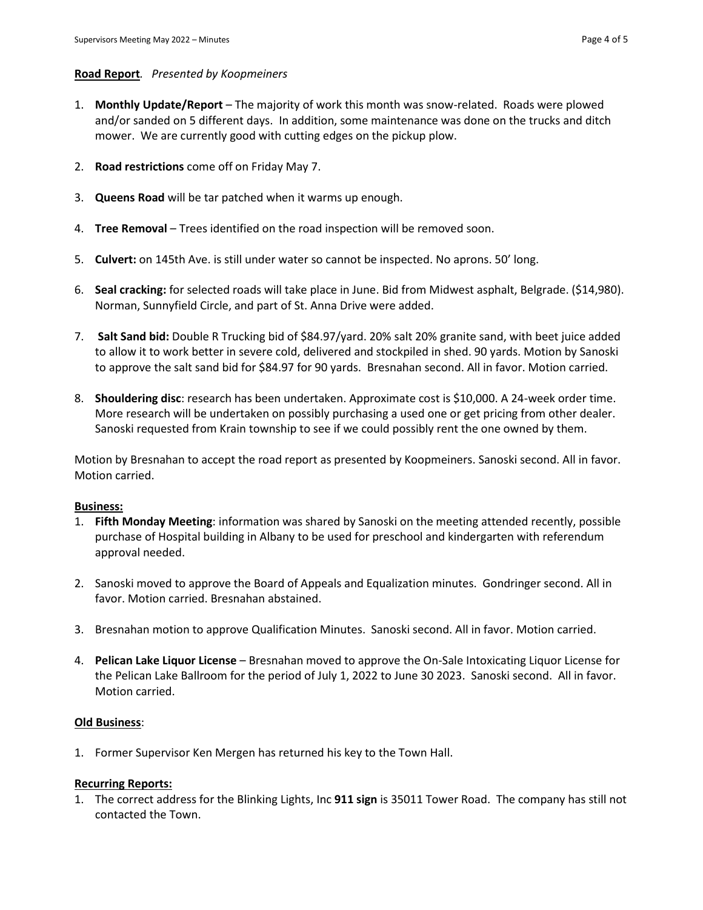**Road Report**. *Presented by Koopmeiners*

1. **Monthly Update/Report** – The majority of work this month was snow-related. Roads were plowed and/or sanded on 5 different days. In addition, some maintenance was done on the trucks and ditch mower. We are currently good with cutting edges on the pickup plow.

2. **Road restrictions** come off on Friday May 7.

3. **Queens Road** will be tar patched when it warms up enough.

4. **Tree Removal** – Trees identified on the road inspection will be removed soon.

5. **Culvert:** on 145th Ave. is still under water so cannot be inspected. No aprons. 50' long.

6. **Seal cracking:** for selected roads will take place in June. Bid from Midwest asphalt, Belgrade. ($14,980). Norman, Sunnyfield Circle, and part of St. Anna Drive were added.

7. **Salt Sand bid:** Double R Trucking bid of $84.97/yard. 20% salt 20% granite sand, with beet juice added to allow it to work better in severe cold, delivered and stockpiled in shed. 90 yards. Motion by Sanoski to approve the salt sand bid for $84.97 for 90 yards. Bresnahan second. All in favor. Motion carried.

8. **Shouldering disc**: research has been undertaken. Approximate cost is $10,000. A 24-week order time. More research will be undertaken on possibly purchasing a used one or get pricing from other dealer. Sanoski requested from Krain township to see if we could possibly rent the one owned by them.

Motion by Bresnahan to accept the road report as presented by Koopmeiners. Sanoski second. All in favor. Motion carried.

**Business:**

1. **Fifth Monday Meeting**: information was shared by Sanoski on the meeting attended recently, possible purchase of Hospital building in Albany to be used for preschool and kindergarten with referendum approval needed.

2. Sanoski moved to approve the Board of Appeals and Equalization minutes. Gondringer second. All in favor. Motion carried. Bresnahan abstained.

3. Bresnahan motion to approve Qualification Minutes. Sanoski second. All in favor. Motion carried.

4. **Pelican Lake Liquor License** – Bresnahan moved to approve the On-Sale Intoxicating Liquor License for the Pelican Lake Ballroom for the period of July 1, 2022 to June 30 2023. Sanoski second. All in favor. Motion carried.

**Old Business**:

1. Former Supervisor Ken Mergen has returned his key to the Town Hall.

**Recurring Reports:**

1. The correct address for the Blinking Lights, Inc **911 sign** is 35011 Tower Road. The company has still not contacted the Town.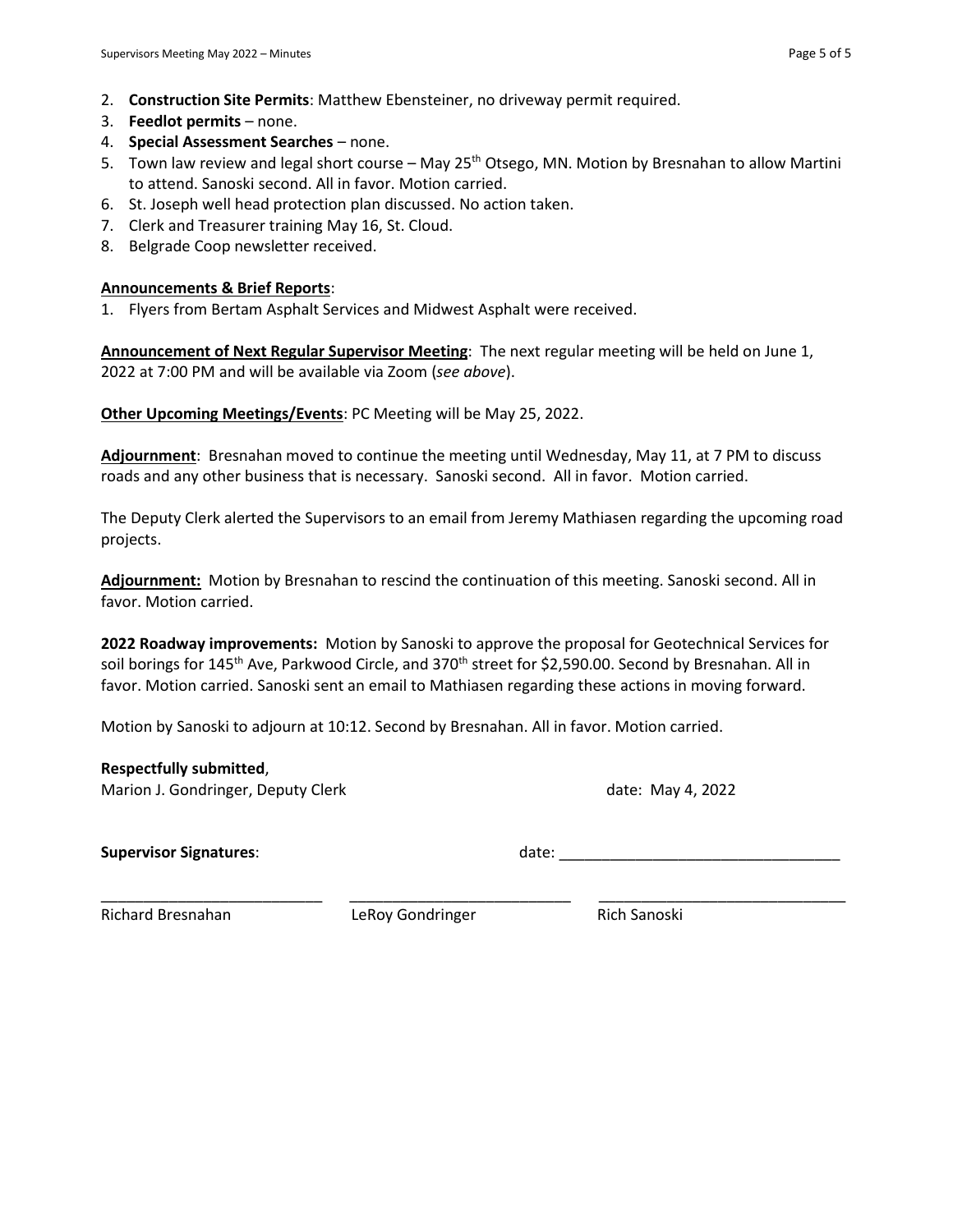2. **Construction Site Permits**: Matthew Ebensteiner, no driveway permit required.
3. **Feedlot permits** – none.
4. **Special Assessment Searches** – none.
5. Town law review and legal short course – May 25th Otsego, MN. Motion by Bresnahan to allow Martini to attend. Sanoski second. All in favor. Motion carried.
6. St. Joseph well head protection plan discussed. No action taken.
7. Clerk and Treasurer training May 16, St. Cloud.
8. Belgrade Coop newsletter received.

**Announcements & Brief Reports**:

1. Flyers from Bertam Asphalt Services and Midwest Asphalt were received.

**Announcement of Next Regular Supervisor Meeting**: The next regular meeting will be held on June 1, 2022 at 7:00 PM and will be available via Zoom (*see above*).

**Other Upcoming Meetings/Events**: PC Meeting will be May 25, 2022.

**Adjournment**: Bresnahan moved to continue the meeting until Wednesday, May 11, at 7 PM to discuss roads and any other business that is necessary. Sanoski second. All in favor. Motion carried.

The Deputy Clerk alerted the Supervisors to an email from Jeremy Mathiasen regarding the upcoming road projects.

**Adjournment:** Motion by Bresnahan to rescind the continuation of this meeting. Sanoski second. All in favor. Motion carried.

**2022 Roadway improvements:** Motion by Sanoski to approve the proposal for Geotechnical Services for soil borings for 145th Ave, Parkwood Circle, and 370th street for $2,590.00. Second by Bresnahan. All in favor. Motion carried. Sanoski sent an email to Mathiasen regarding these actions in moving forward.

Motion by Sanoski to adjourn at 10:12. Second by Bresnahan. All in favor. Motion carried.

**Respectfully submitted**,
Marion J. Gondringer, Deputy Clerk date: May 4, 2022

**Supervisor Signatures**: date: ________________________________

__________________________ __________________________ _____________________________
Richard Bresnahan LeRoy Gondringer Rich Sanoski